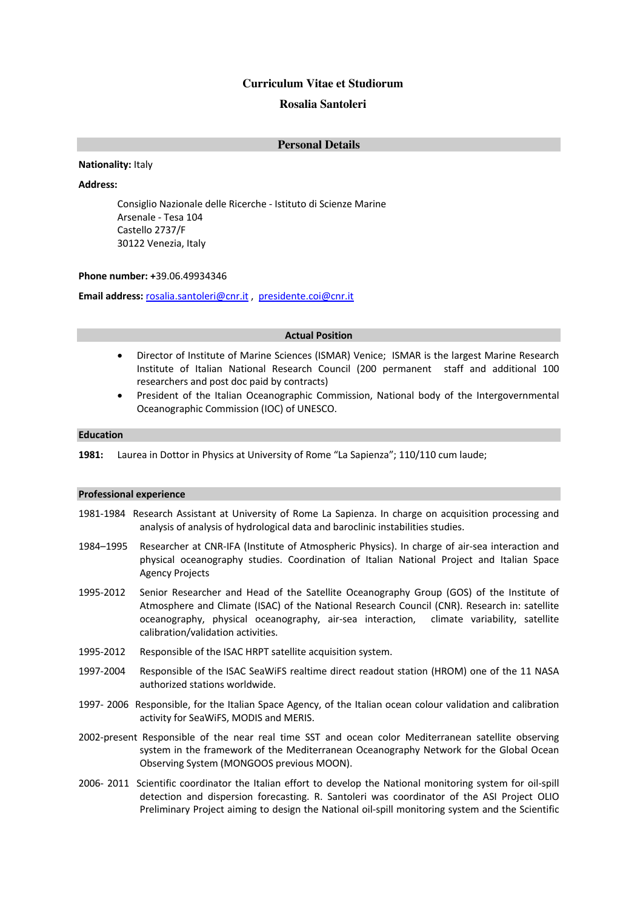# Curriculum Vitae et Studiorum

## Rosalia Santoleri

## Personal Details

**Nationality:** Italy

**Address:**

Consiglio Nazionale delle Ricerche - Istituto di Scienze Marine
Arsenale - Tesa 104
Castello 2737/F
30122 Venezia, Italy

**Phone number:** +39.06.49934346

**Email address:** rosalia.santoleri@cnr.it , presidente.coi@cnr.it

## Actual Position

- Director of Institute of Marine Sciences (ISMAR) Venice; ISMAR is the largest Marine Research Institute of Italian National Research Council (200 permanent staff and additional 100 researchers and post doc paid by contracts)
- President of the Italian Oceanographic Commission, National body of the Intergovernmental Oceanographic Commission (IOC) of UNESCO.

## Education

**1981:** Laurea in Dottor in Physics at University of Rome "La Sapienza"; 110/110 cum laude;

## Professional experience

1981-1984 Research Assistant at University of Rome La Sapienza. In charge on acquisition processing and analysis of analysis of hydrological data and baroclinic instabilities studies.

1984–1995 Researcher at CNR-IFA (Institute of Atmospheric Physics). In charge of air-sea interaction and physical oceanography studies. Coordination of Italian National Project and Italian Space Agency Projects

1995-2012 Senior Researcher and Head of the Satellite Oceanography Group (GOS) of the Institute of Atmosphere and Climate (ISAC) of the National Research Council (CNR). Research in: satellite oceanography, physical oceanography, air-sea interaction, climate variability, satellite calibration/validation activities.

1995-2012 Responsible of the ISAC HRPT satellite acquisition system.

1997-2004 Responsible of the ISAC SeaWiFS realtime direct readout station (HROM) one of the 11 NASA authorized stations worldwide.

1997- 2006 Responsible, for the Italian Space Agency, of the Italian ocean colour validation and calibration activity for SeaWiFS, MODIS and MERIS.

2002-present Responsible of the near real time SST and ocean color Mediterranean satellite observing system in the framework of the Mediterranean Oceanography Network for the Global Ocean Observing System (MONGOOS previous MOON).

2006- 2011 Scientific coordinator the Italian effort to develop the National monitoring system for oil-spill detection and dispersion forecasting. R. Santoleri was coordinator of the ASI Project OLIO Preliminary Project aiming to design the National oil-spill monitoring system and the Scientific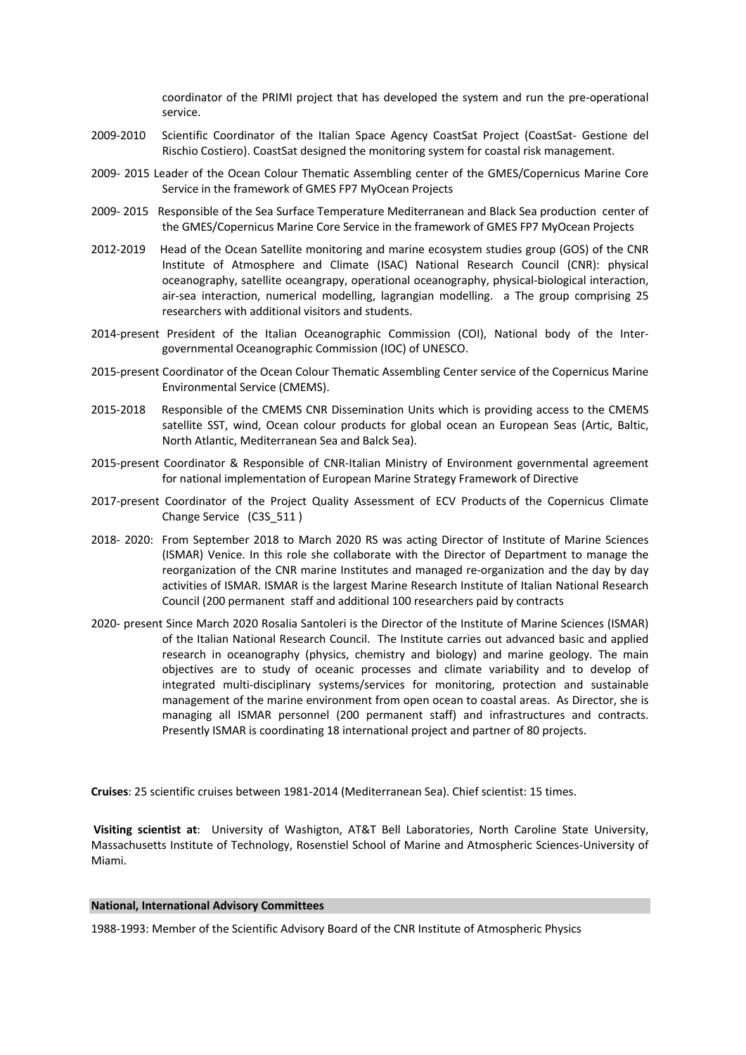coordinator of the PRIMI project that has developed the system and run the pre-operational service.

2009-2010 Scientific Coordinator of the Italian Space Agency CoastSat Project (CoastSat- Gestione del Rischio Costiero). CoastSat designed the monitoring system for coastal risk management.

2009- 2015 Leader of the Ocean Colour Thematic Assembling center of the GMES/Copernicus Marine Core Service in the framework of GMES FP7 MyOcean Projects

2009- 2015 Responsible of the Sea Surface Temperature Mediterranean and Black Sea production center of the GMES/Copernicus Marine Core Service in the framework of GMES FP7 MyOcean Projects

2012-2019 Head of the Ocean Satellite monitoring and marine ecosystem studies group (GOS) of the CNR Institute of Atmosphere and Climate (ISAC) National Research Council (CNR): physical oceanography, satellite oceangrapy, operational oceanography, physical-biological interaction, air-sea interaction, numerical modelling, lagrangian modelling. a The group comprising 25 researchers with additional visitors and students.

2014-present President of the Italian Oceanographic Commission (COI), National body of the Inter-governmental Oceanographic Commission (IOC) of UNESCO.

2015-present Coordinator of the Ocean Colour Thematic Assembling Center service of the Copernicus Marine Environmental Service (CMEMS).

2015-2018 Responsible of the CMEMS CNR Dissemination Units which is providing access to the CMEMS satellite SST, wind, Ocean colour products for global ocean an European Seas (Artic, Baltic, North Atlantic, Mediterranean Sea and Balck Sea).

2015-present Coordinator & Responsible of CNR-Italian Ministry of Environment governmental agreement for national implementation of European Marine Strategy Framework of Directive

2017-present Coordinator of the Project Quality Assessment of ECV Products of the Copernicus Climate Change Service (C3S_511 )

2018- 2020: From September 2018 to March 2020 RS was acting Director of Institute of Marine Sciences (ISMAR) Venice. In this role she collaborate with the Director of Department to manage the reorganization of the CNR marine Institutes and managed re-organization and the day by day activities of ISMAR. ISMAR is the largest Marine Research Institute of Italian National Research Council (200 permanent staff and additional 100 researchers paid by contracts

2020- present Since March 2020 Rosalia Santoleri is the Director of the Institute of Marine Sciences (ISMAR) of the Italian National Research Council. The Institute carries out advanced basic and applied research in oceanography (physics, chemistry and biology) and marine geology. The main objectives are to study of oceanic processes and climate variability and to develop of integrated multi-disciplinary systems/services for monitoring, protection and sustainable management of the marine environment from open ocean to coastal areas. As Director, she is managing all ISMAR personnel (200 permanent staff) and infrastructures and contracts. Presently ISMAR is coordinating 18 international project and partner of 80 projects.

**Cruises**: 25 scientific cruises between 1981-2014 (Mediterranean Sea). Chief scientist: 15 times.

**Visiting scientist at**: University of Washigton, AT&T Bell Laboratories, North Caroline State University, Massachusetts Institute of Technology, Rosenstiel School of Marine and Atmospheric Sciences-University of Miami.

## National, International Advisory Committees

1988-1993: Member of the Scientific Advisory Board of the CNR Institute of Atmospheric Physics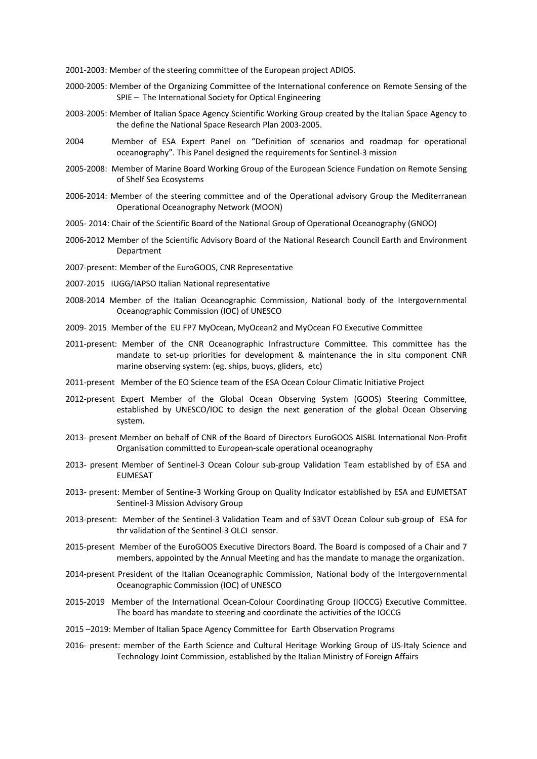2001-2003: Member of the steering committee of the European project ADIOS.

2000-2005: Member of the Organizing Committee of the International conference on Remote Sensing of the SPIE – The International Society for Optical Engineering

2003-2005: Member of Italian Space Agency Scientific Working Group created by the Italian Space Agency to the define the National Space Research Plan 2003-2005.

2004 Member of ESA Expert Panel on "Definition of scenarios and roadmap for operational oceanography". This Panel designed the requirements for Sentinel-3 mission

2005-2008: Member of Marine Board Working Group of the European Science Fundation on Remote Sensing of Shelf Sea Ecosystems

2006-2014: Member of the steering committee and of the Operational advisory Group the Mediterranean Operational Oceanography Network (MOON)

2005- 2014: Chair of the Scientific Board of the National Group of Operational Oceanography (GNOO)

2006-2012 Member of the Scientific Advisory Board of the National Research Council Earth and Environment Department

2007-present: Member of the EuroGOOS, CNR Representative

2007-2015 IUGG/IAPSO Italian National representative

2008-2014 Member of the Italian Oceanographic Commission, National body of the Intergovernmental Oceanographic Commission (IOC) of UNESCO

2009- 2015 Member of the EU FP7 MyOcean, MyOcean2 and MyOcean FO Executive Committee

2011-present: Member of the CNR Oceanographic Infrastructure Committee. This committee has the mandate to set-up priorities for development & maintenance the in situ component CNR marine observing system: (eg. ships, buoys, gliders, etc)

2011-present Member of the EO Science team of the ESA Ocean Colour Climatic Initiative Project

2012-present Expert Member of the Global Ocean Observing System (GOOS) Steering Committee, established by UNESCO/IOC to design the next generation of the global Ocean Observing system.

2013- present Member on behalf of CNR of the Board of Directors EuroGOOS AISBL International Non-Profit Organisation committed to European-scale operational oceanography

2013- present Member of Sentinel-3 Ocean Colour sub-group Validation Team established by of ESA and EUMESAT

2013- present: Member of Sentine-3 Working Group on Quality Indicator established by ESA and EUMETSAT Sentinel-3 Mission Advisory Group

2013-present: Member of the Sentinel-3 Validation Team and of S3VT Ocean Colour sub-group of ESA for thr validation of the Sentinel-3 OLCI sensor.

2015-present Member of the EuroGOOS Executive Directors Board. The Board is composed of a Chair and 7 members, appointed by the Annual Meeting and has the mandate to manage the organization.

2014-present President of the Italian Oceanographic Commission, National body of the Intergovernmental Oceanographic Commission (IOC) of UNESCO

2015-2019 Member of the International Ocean-Colour Coordinating Group (IOCCG) Executive Committee. The board has mandate to steering and coordinate the activities of the IOCCG

2015 –2019: Member of Italian Space Agency Committee for Earth Observation Programs

2016- present: member of the Earth Science and Cultural Heritage Working Group of US-Italy Science and Technology Joint Commission, established by the Italian Ministry of Foreign Affairs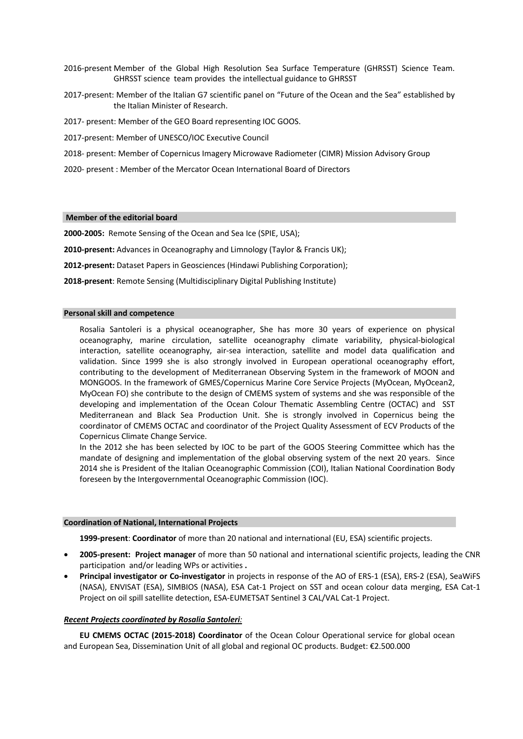2016-present Member of the Global High Resolution Sea Surface Temperature (GHRSST) Science Team. GHRSST science team provides the intellectual guidance to GHRSST

2017-present: Member of the Italian G7 scientific panel on "Future of the Ocean and the Sea" established by the Italian Minister of Research.

2017- present: Member of the GEO Board representing IOC GOOS.

2017-present: Member of UNESCO/IOC Executive Council

2018- present: Member of Copernicus Imagery Microwave Radiometer (CIMR) Mission Advisory Group

2020- present : Member of the Mercator Ocean International Board of Directors

## Member of the editorial board

**2000-2005:** Remote Sensing of the Ocean and Sea Ice (SPIE, USA);

**2010-present:** Advances in Oceanography and Limnology (Taylor & Francis UK);

**2012-present:** Dataset Papers in Geosciences (Hindawi Publishing Corporation);

**2018-present**: Remote Sensing (Multidisciplinary Digital Publishing Institute)

## Personal skill and competence

Rosalia Santoleri is a physical oceanographer, She has more 30 years of experience on physical oceanography, marine circulation, satellite oceanography climate variability, physical-biological interaction, satellite oceanography, air-sea interaction, satellite and model data qualification and validation. Since 1999 she is also strongly involved in European operational oceanography effort, contributing to the development of Mediterranean Observing System in the framework of MOON and MONGOOS. In the framework of GMES/Copernicus Marine Core Service Projects (MyOcean, MyOcean2, MyOcean FO) she contribute to the design of CMEMS system of systems and she was responsible of the developing and implementation of the Ocean Colour Thematic Assembling Centre (OCTAC) and SST Mediterranean and Black Sea Production Unit. She is strongly involved in Copernicus being the coordinator of CMEMS OCTAC and coordinator of the Project Quality Assessment of ECV Products of the Copernicus Climate Change Service.

In the 2012 she has been selected by IOC to be part of the GOOS Steering Committee which has the mandate of designing and implementation of the global observing system of the next 20 years. Since 2014 she is President of the Italian Oceanographic Commission (COI), Italian National Coordination Body foreseen by the Intergovernmental Oceanographic Commission (IOC).

## Coordination of National, International Projects

**1999-present**: **Coordinator** of more than 20 national and international (EU, ESA) scientific projects.

- **2005-present: Project manager** of more than 50 national and international scientific projects, leading the CNR participation and/or leading WPs or activities **.**
- **Principal investigator or Co-investigator** in projects in response of the AO of ERS-1 (ESA), ERS-2 (ESA), SeaWiFS (NASA), ENVISAT (ESA), SIMBIOS (NASA), ESA Cat-1 Project on SST and ocean colour data merging, ESA Cat-1 Project on oil spill satellite detection, ESA-EUMETSAT Sentinel 3 CAL/VAL Cat-1 Project.

***Recent Projects coordinated by Rosalia Santoleri:***

**EU CMEMS OCTAC (2015-2018) Coordinator** of the Ocean Colour Operational service for global ocean and European Sea, Dissemination Unit of all global and regional OC products. Budget: €2.500.000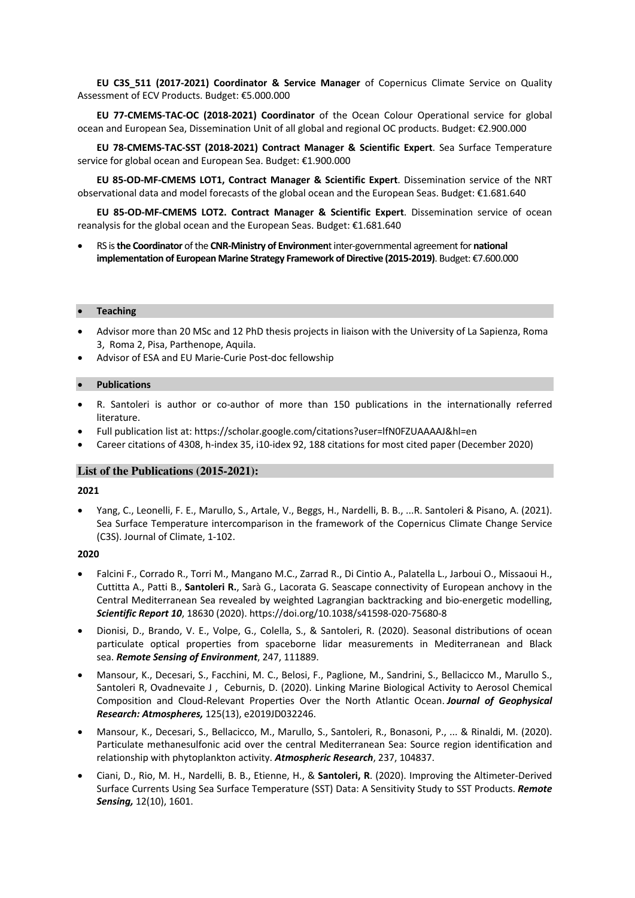**EU C3S_511 (2017-2021) Coordinator & Service Manager** of Copernicus Climate Service on Quality Assessment of ECV Products. Budget: €5.000.000

**EU 77-CMEMS-TAC-OC (2018-2021) Coordinator** of the Ocean Colour Operational service for global ocean and European Sea, Dissemination Unit of all global and regional OC products. Budget: €2.900.000

**EU 78-CMEMS-TAC-SST (2018-2021) Contract Manager & Scientific Expert**. Sea Surface Temperature service for global ocean and European Sea. Budget: €1.900.000

**EU 85-OD-MF-CMEMS LOT1, Contract Manager & Scientific Expert**. Dissemination service of the NRT observational data and model forecasts of the global ocean and the European Seas. Budget: €1.681.640

**EU 85-OD-MF-CMEMS LOT2. Contract Manager & Scientific Expert**. Dissemination service of ocean reanalysis for the global ocean and the European Seas. Budget: €1.681.640

- RS is **the Coordinator** of the **CNR-Ministry of Environmen**t inter-governmental agreement for **national implementation of European Marine Strategy Framework of Directive (2015-2019)**. Budget: €7.600.000

- **Teaching**

- Advisor more than 20 MSc and 12 PhD thesis projects in liaison with the University of La Sapienza, Roma 3, Roma 2, Pisa, Parthenope, Aquila.
- Advisor of ESA and EU Marie-Curie Post-doc fellowship

- **Publications**

- R. Santoleri is author or co-author of more than 150 publications in the internationally referred literature.
- Full publication list at: https://scholar.google.com/citations?user=lfN0FZUAAAAJ&hl=en
- Career citations of 4308, h-index 35, i10-idex 92, 188 citations for most cited paper (December 2020)

## List of the Publications (2015-2021):

**2021**

- Yang, C., Leonelli, F. E., Marullo, S., Artale, V., Beggs, H., Nardelli, B. B., ...R. Santoleri & Pisano, A. (2021). Sea Surface Temperature intercomparison in the framework of the Copernicus Climate Change Service (C3S). Journal of Climate, 1-102.

**2020**

- Falcini F., Corrado R., Torri M., Mangano M.C., Zarrad R., Di Cintio A., Palatella L., Jarboui O., Missaoui H., Cuttitta A., Patti B., **Santoleri R.**, Sarà G., Lacorata G. Seascape connectivity of European anchovy in the Central Mediterranean Sea revealed by weighted Lagrangian backtracking and bio-energetic modelling, ***Scientific Report 10***, 18630 (2020). https://doi.org/10.1038/s41598-020-75680-8
- Dionisi, D., Brando, V. E., Volpe, G., Colella, S., & Santoleri, R. (2020). Seasonal distributions of ocean particulate optical properties from spaceborne lidar measurements in Mediterranean and Black sea. ***Remote Sensing of Environment***, 247, 111889.
- Mansour, K., Decesari, S., Facchini, M. C., Belosi, F., Paglione, M., Sandrini, S., Bellacicco M., Marullo S., Santoleri R, Ovadnevaite J , Ceburnis, D. (2020). Linking Marine Biological Activity to Aerosol Chemical Composition and Cloud‐Relevant Properties Over the North Atlantic Ocean. ***Journal of Geophysical Research: Atmospheres,*** 125(13), e2019JD032246.
- Mansour, K., Decesari, S., Bellacicco, M., Marullo, S., Santoleri, R., Bonasoni, P., ... & Rinaldi, M. (2020). Particulate methanesulfonic acid over the central Mediterranean Sea: Source region identification and relationship with phytoplankton activity. ***Atmospheric Research***, 237, 104837.
- Ciani, D., Rio, M. H., Nardelli, B. B., Etienne, H., & **Santoleri, R**. (2020). Improving the Altimeter-Derived Surface Currents Using Sea Surface Temperature (SST) Data: A Sensitivity Study to SST Products. ***Remote Sensing,*** 12(10), 1601.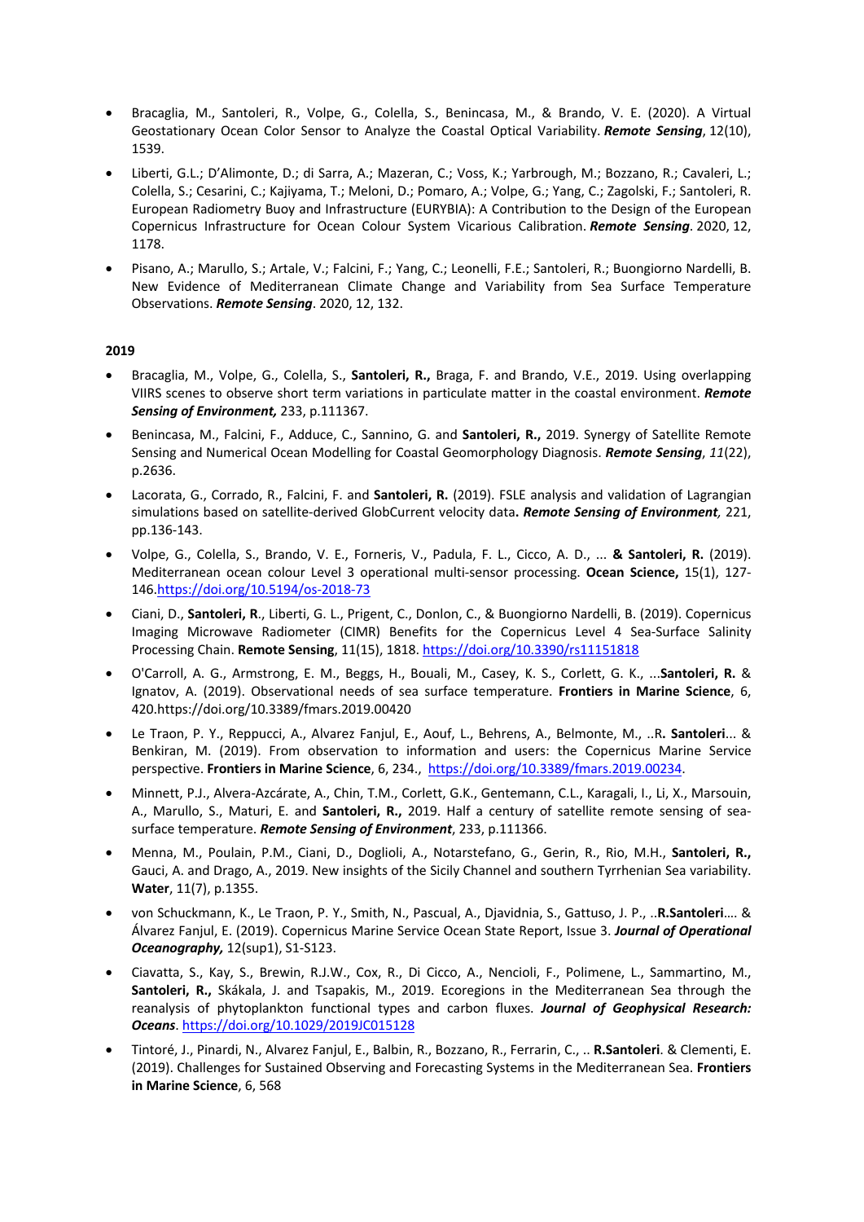- Bracaglia, M., Santoleri, R., Volpe, G., Colella, S., Benincasa, M., & Brando, V. E. (2020). A Virtual Geostationary Ocean Color Sensor to Analyze the Coastal Optical Variability. ***Remote Sensing***, 12(10), 1539.
- Liberti, G.L.; D'Alimonte, D.; di Sarra, A.; Mazeran, C.; Voss, K.; Yarbrough, M.; Bozzano, R.; Cavaleri, L.; Colella, S.; Cesarini, C.; Kajiyama, T.; Meloni, D.; Pomaro, A.; Volpe, G.; Yang, C.; Zagolski, F.; Santoleri, R. European Radiometry Buoy and Infrastructure (EURYBIA): A Contribution to the Design of the European Copernicus Infrastructure for Ocean Colour System Vicarious Calibration. ***Remote Sensing***. 2020, 12, 1178.
- Pisano, A.; Marullo, S.; Artale, V.; Falcini, F.; Yang, C.; Leonelli, F.E.; Santoleri, R.; Buongiorno Nardelli, B. New Evidence of Mediterranean Climate Change and Variability from Sea Surface Temperature Observations. ***Remote Sensing***. 2020, 12, 132.

**2019**

- Bracaglia, M., Volpe, G., Colella, S., **Santoleri, R.,** Braga, F. and Brando, V.E., 2019. Using overlapping VIIRS scenes to observe short term variations in particulate matter in the coastal environment. ***Remote Sensing of Environment,*** 233, p.111367.
- Benincasa, M., Falcini, F., Adduce, C., Sannino, G. and **Santoleri, R.,** 2019. Synergy of Satellite Remote Sensing and Numerical Ocean Modelling for Coastal Geomorphology Diagnosis. ***Remote Sensing***, *11*(22), p.2636.
- Lacorata, G., Corrado, R., Falcini, F. and **Santoleri, R.** (2019). FSLE analysis and validation of Lagrangian simulations based on satellite-derived GlobCurrent velocity data**.** ***Remote Sensing of Environment,*** 221, pp.136-143.
- Volpe, G., Colella, S., Brando, V. E., Forneris, V., Padula, F. L., Cicco, A. D., ... **& Santoleri, R.** (2019). Mediterranean ocean colour Level 3 operational multi-sensor processing. **Ocean Science,** 15(1), 127-146.https://doi.org/10.5194/os-2018-73
- Ciani, D., **Santoleri, R**., Liberti, G. L., Prigent, C., Donlon, C., & Buongiorno Nardelli, B. (2019). Copernicus Imaging Microwave Radiometer (CIMR) Benefits for the Copernicus Level 4 Sea-Surface Salinity Processing Chain. **Remote Sensing**, 11(15), 1818. https://doi.org/10.3390/rs11151818
- O'Carroll, A. G., Armstrong, E. M., Beggs, H., Bouali, M., Casey, K. S., Corlett, G. K., ...**Santoleri, R.** & Ignatov, A. (2019). Observational needs of sea surface temperature. **Frontiers in Marine Science**, 6, 420.https://doi.org/10.3389/fmars.2019.00420
- Le Traon, P. Y., Reppucci, A., Alvarez Fanjul, E., Aouf, L., Behrens, A., Belmonte, M., ..R**. Santoleri**... & Benkiran, M. (2019). From observation to information and users: the Copernicus Marine Service perspective. **Frontiers in Marine Science**, 6, 234., https://doi.org/10.3389/fmars.2019.00234.
- Minnett, P.J., Alvera-Azcárate, A., Chin, T.M., Corlett, G.K., Gentemann, C.L., Karagali, I., Li, X., Marsouin, A., Marullo, S., Maturi, E. and **Santoleri, R.,** 2019. Half a century of satellite remote sensing of sea-surface temperature. ***Remote Sensing of Environment***, 233, p.111366.
- Menna, M., Poulain, P.M., Ciani, D., Doglioli, A., Notarstefano, G., Gerin, R., Rio, M.H., **Santoleri, R.,** Gauci, A. and Drago, A., 2019. New insights of the Sicily Channel and southern Tyrrhenian Sea variability. **Water**, 11(7), p.1355.
- von Schuckmann, K., Le Traon, P. Y., Smith, N., Pascual, A., Djavidnia, S., Gattuso, J. P., ..**R.Santoleri**…. & Álvarez Fanjul, E. (2019). Copernicus Marine Service Ocean State Report, Issue 3. ***Journal of Operational Oceanography,*** 12(sup1), S1-S123.
- Ciavatta, S., Kay, S., Brewin, R.J.W., Cox, R., Di Cicco, A., Nencioli, F., Polimene, L., Sammartino, M., **Santoleri, R.,** Skákala, J. and Tsapakis, M., 2019. Ecoregions in the Mediterranean Sea through the reanalysis of phytoplankton functional types and carbon fluxes. ***Journal of Geophysical Research: Oceans***. https://doi.org/10.1029/2019JC015128
- Tintoré, J., Pinardi, N., Alvarez Fanjul, E., Balbin, R., Bozzano, R., Ferrarin, C., .. **R.Santoleri**. & Clementi, E. (2019). Challenges for Sustained Observing and Forecasting Systems in the Mediterranean Sea. **Frontiers in Marine Science**, 6, 568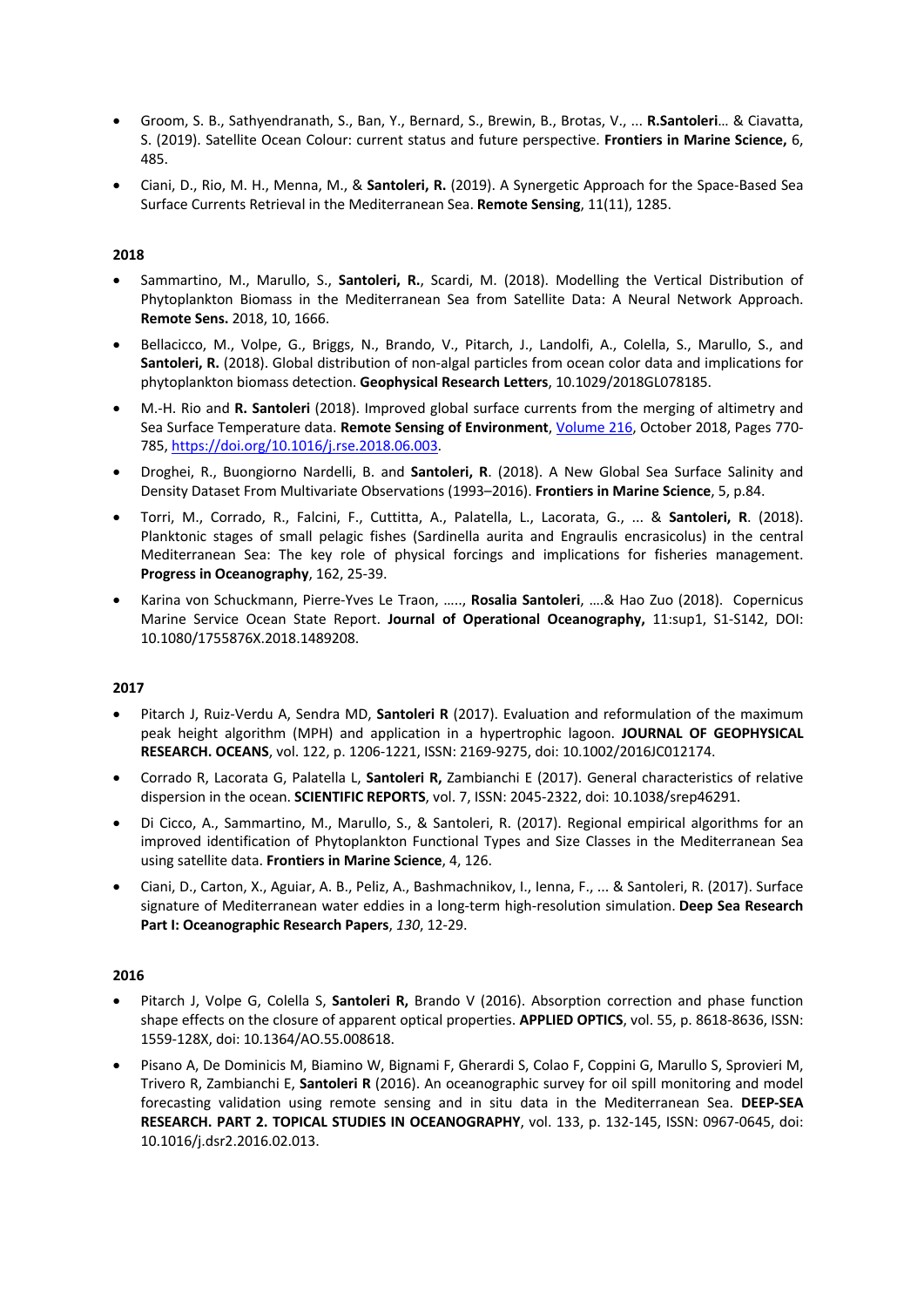- Groom, S. B., Sathyendranath, S., Ban, Y., Bernard, S., Brewin, B., Brotas, V., ... **R.Santoleri**… & Ciavatta, S. (2019). Satellite Ocean Colour: current status and future perspective. **Frontiers in Marine Science,** 6, 485.

- Ciani, D., Rio, M. H., Menna, M., & **Santoleri, R.** (2019). A Synergetic Approach for the Space-Based Sea Surface Currents Retrieval in the Mediterranean Sea. **Remote Sensing**, 11(11), 1285.

**2018**

- Sammartino, M., Marullo, S., **Santoleri, R.**, Scardi, M. (2018). Modelling the Vertical Distribution of Phytoplankton Biomass in the Mediterranean Sea from Satellite Data: A Neural Network Approach. **Remote Sens.** 2018, 10, 1666.

- Bellacicco, M., Volpe, G., Briggs, N., Brando, V., Pitarch, J., Landolfi, A., Colella, S., Marullo, S., and **Santoleri, R.** (2018). Global distribution of non-algal particles from ocean color data and implications for phytoplankton biomass detection. **Geophysical Research Letters**, 10.1029/2018GL078185.

- M.-H. Rio and **R. Santoleri** (2018). Improved global surface currents from the merging of altimetry and Sea Surface Temperature data. **Remote Sensing of Environment**, Volume 216, October 2018, Pages 770-785, https://doi.org/10.1016/j.rse.2018.06.003.

- Droghei, R., Buongiorno Nardelli, B. and **Santoleri, R**. (2018). A New Global Sea Surface Salinity and Density Dataset From Multivariate Observations (1993–2016). **Frontiers in Marine Science**, 5, p.84.

- Torri, M., Corrado, R., Falcini, F., Cuttitta, A., Palatella, L., Lacorata, G., ... & **Santoleri, R**. (2018). Planktonic stages of small pelagic fishes (Sardinella aurita and Engraulis encrasicolus) in the central Mediterranean Sea: The key role of physical forcings and implications for fisheries management. **Progress in Oceanography**, 162, 25-39.

- Karina von Schuckmann, Pierre-Yves Le Traon, ….., **Rosalia Santoleri**, ….& Hao Zuo (2018). Copernicus Marine Service Ocean State Report. **Journal of Operational Oceanography,** 11:sup1, S1-S142, DOI: 10.1080/1755876X.2018.1489208.

**2017**

- Pitarch J, Ruiz-Verdu A, Sendra MD, **Santoleri R** (2017). Evaluation and reformulation of the maximum peak height algorithm (MPH) and application in a hypertrophic lagoon. **JOURNAL OF GEOPHYSICAL RESEARCH. OCEANS**, vol. 122, p. 1206-1221, ISSN: 2169-9275, doi: 10.1002/2016JC012174.

- Corrado R, Lacorata G, Palatella L, **Santoleri R,** Zambianchi E (2017). General characteristics of relative dispersion in the ocean. **SCIENTIFIC REPORTS**, vol. 7, ISSN: 2045-2322, doi: 10.1038/srep46291.

- Di Cicco, A., Sammartino, M., Marullo, S., & Santoleri, R. (2017). Regional empirical algorithms for an improved identification of Phytoplankton Functional Types and Size Classes in the Mediterranean Sea using satellite data. **Frontiers in Marine Science**, 4, 126.

- Ciani, D., Carton, X., Aguiar, A. B., Peliz, A., Bashmachnikov, I., Ienna, F., ... & Santoleri, R. (2017). Surface signature of Mediterranean water eddies in a long-term high-resolution simulation. **Deep Sea Research Part I: Oceanographic Research Papers**, *130*, 12-29.

**2016**

- Pitarch J, Volpe G, Colella S, **Santoleri R,** Brando V (2016). Absorption correction and phase function shape effects on the closure of apparent optical properties. **APPLIED OPTICS**, vol. 55, p. 8618-8636, ISSN: 1559-128X, doi: 10.1364/AO.55.008618.

- Pisano A, De Dominicis M, Biamino W, Bignami F, Gherardi S, Colao F, Coppini G, Marullo S, Sprovieri M, Trivero R, Zambianchi E, **Santoleri R** (2016). An oceanographic survey for oil spill monitoring and model forecasting validation using remote sensing and in situ data in the Mediterranean Sea. **DEEP-SEA RESEARCH. PART 2. TOPICAL STUDIES IN OCEANOGRAPHY**, vol. 133, p. 132-145, ISSN: 0967-0645, doi: 10.1016/j.dsr2.2016.02.013.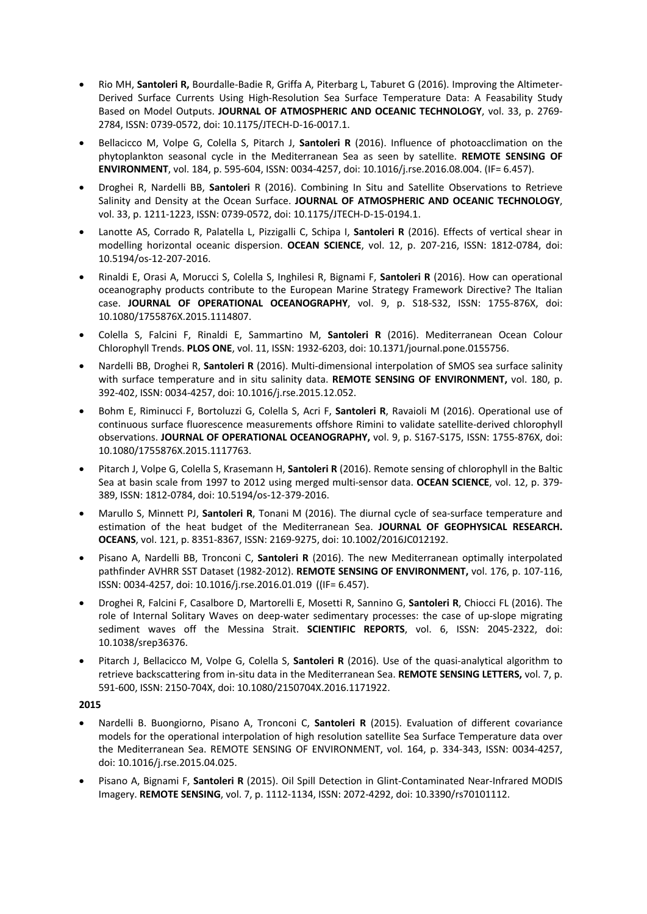- Rio MH, **Santoleri R,** Bourdalle-Badie R, Griffa A, Piterbarg L, Taburet G (2016). Improving the Altimeter-Derived Surface Currents Using High-Resolution Sea Surface Temperature Data: A Feasability Study Based on Model Outputs. **JOURNAL OF ATMOSPHERIC AND OCEANIC TECHNOLOGY**, vol. 33, p. 2769-2784, ISSN: 0739-0572, doi: 10.1175/JTECH-D-16-0017.1.

- Bellacicco M, Volpe G, Colella S, Pitarch J, **Santoleri R** (2016). Influence of photoacclimation on the phytoplankton seasonal cycle in the Mediterranean Sea as seen by satellite. **REMOTE SENSING OF ENVIRONMENT**, vol. 184, p. 595-604, ISSN: 0034-4257, doi: 10.1016/j.rse.2016.08.004. (IF= 6.457).

- Droghei R, Nardelli BB, **Santoleri** R (2016). Combining In Situ and Satellite Observations to Retrieve Salinity and Density at the Ocean Surface. **JOURNAL OF ATMOSPHERIC AND OCEANIC TECHNOLOGY**, vol. 33, p. 1211-1223, ISSN: 0739-0572, doi: 10.1175/JTECH-D-15-0194.1.

- Lanotte AS, Corrado R, Palatella L, Pizzigalli C, Schipa I, **Santoleri R** (2016). Effects of vertical shear in modelling horizontal oceanic dispersion. **OCEAN SCIENCE**, vol. 12, p. 207-216, ISSN: 1812-0784, doi: 10.5194/os-12-207-2016.

- Rinaldi E, Orasi A, Morucci S, Colella S, Inghilesi R, Bignami F, **Santoleri R** (2016). How can operational oceanography products contribute to the European Marine Strategy Framework Directive? The Italian case. **JOURNAL OF OPERATIONAL OCEANOGRAPHY**, vol. 9, p. S18-S32, ISSN: 1755-876X, doi: 10.1080/1755876X.2015.1114807.

- Colella S, Falcini F, Rinaldi E, Sammartino M, **Santoleri R** (2016). Mediterranean Ocean Colour Chlorophyll Trends. **PLOS ONE**, vol. 11, ISSN: 1932-6203, doi: 10.1371/journal.pone.0155756.

- Nardelli BB, Droghei R, **Santoleri R** (2016). Multi-dimensional interpolation of SMOS sea surface salinity with surface temperature and in situ salinity data. **REMOTE SENSING OF ENVIRONMENT,** vol. 180, p. 392-402, ISSN: 0034-4257, doi: 10.1016/j.rse.2015.12.052.

- Bohm E, Riminucci F, Bortoluzzi G, Colella S, Acri F, **Santoleri R**, Ravaioli M (2016). Operational use of continuous surface fluorescence measurements offshore Rimini to validate satellite-derived chlorophyll observations. **JOURNAL OF OPERATIONAL OCEANOGRAPHY,** vol. 9, p. S167-S175, ISSN: 1755-876X, doi: 10.1080/1755876X.2015.1117763.

- Pitarch J, Volpe G, Colella S, Krasemann H, **Santoleri R** (2016). Remote sensing of chlorophyll in the Baltic Sea at basin scale from 1997 to 2012 using merged multi-sensor data. **OCEAN SCIENCE**, vol. 12, p. 379-389, ISSN: 1812-0784, doi: 10.5194/os-12-379-2016.

- Marullo S, Minnett PJ, **Santoleri R**, Tonani M (2016). The diurnal cycle of sea-surface temperature and estimation of the heat budget of the Mediterranean Sea. **JOURNAL OF GEOPHYSICAL RESEARCH. OCEANS**, vol. 121, p. 8351-8367, ISSN: 2169-9275, doi: 10.1002/2016JC012192.

- Pisano A, Nardelli BB, Tronconi C, **Santoleri R** (2016). The new Mediterranean optimally interpolated pathfinder AVHRR SST Dataset (1982-2012). **REMOTE SENSING OF ENVIRONMENT,** vol. 176, p. 107-116, ISSN: 0034-4257, doi: 10.1016/j.rse.2016.01.019 ((IF= 6.457).

- Droghei R, Falcini F, Casalbore D, Martorelli E, Mosetti R, Sannino G, **Santoleri R**, Chiocci FL (2016). The role of Internal Solitary Waves on deep-water sedimentary processes: the case of up-slope migrating sediment waves off the Messina Strait. **SCIENTIFIC REPORTS**, vol. 6, ISSN: 2045-2322, doi: 10.1038/srep36376.

- Pitarch J, Bellacicco M, Volpe G, Colella S, **Santoleri R** (2016). Use of the quasi-analytical algorithm to retrieve backscattering from in-situ data in the Mediterranean Sea. **REMOTE SENSING LETTERS,** vol. 7, p. 591-600, ISSN: 2150-704X, doi: 10.1080/2150704X.2016.1171922.

**2015**

- Nardelli B. Buongiorno, Pisano A, Tronconi C, **Santoleri R** (2015). Evaluation of different covariance models for the operational interpolation of high resolution satellite Sea Surface Temperature data over the Mediterranean Sea. REMOTE SENSING OF ENVIRONMENT, vol. 164, p. 334-343, ISSN: 0034-4257, doi: 10.1016/j.rse.2015.04.025.

- Pisano A, Bignami F, **Santoleri R** (2015). Oil Spill Detection in Glint-Contaminated Near-Infrared MODIS Imagery. **REMOTE SENSING**, vol. 7, p. 1112-1134, ISSN: 2072-4292, doi: 10.3390/rs70101112.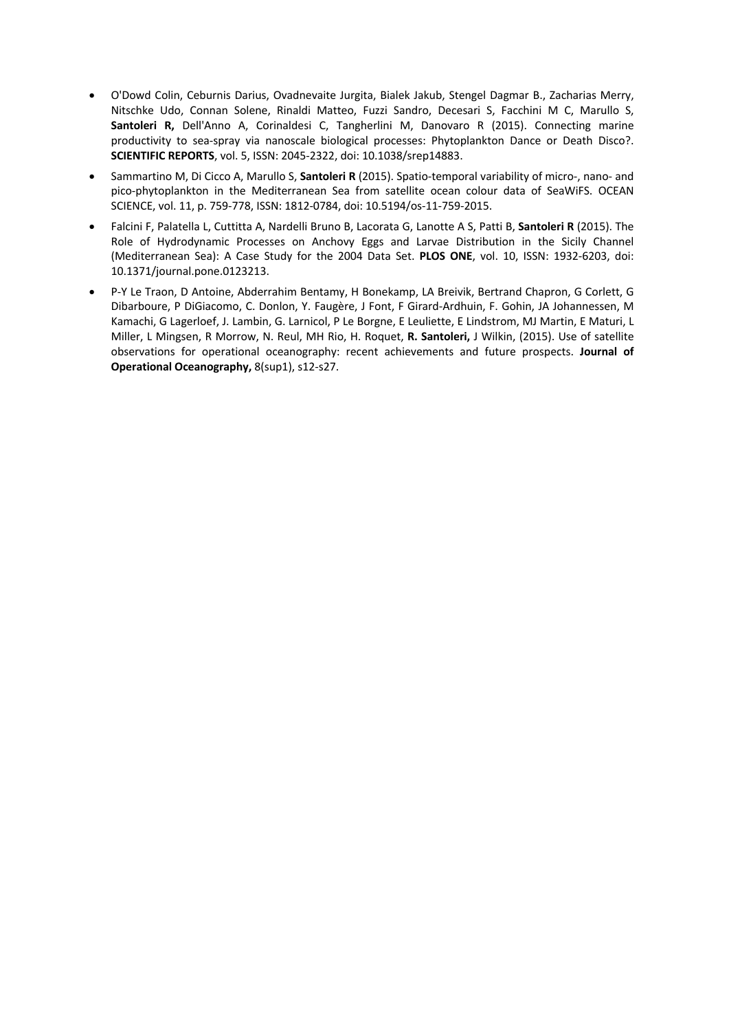- O'Dowd Colin, Ceburnis Darius, Ovadnevaite Jurgita, Bialek Jakub, Stengel Dagmar B., Zacharias Merry, Nitschke Udo, Connan Solene, Rinaldi Matteo, Fuzzi Sandro, Decesari S, Facchini M C, Marullo S, **Santoleri R,** Dell'Anno A, Corinaldesi C, Tangherlini M, Danovaro R (2015). Connecting marine productivity to sea-spray via nanoscale biological processes: Phytoplankton Dance or Death Disco?. **SCIENTIFIC REPORTS**, vol. 5, ISSN: 2045-2322, doi: 10.1038/srep14883.
- Sammartino M, Di Cicco A, Marullo S, **Santoleri R** (2015). Spatio-temporal variability of micro-, nano- and pico-phytoplankton in the Mediterranean Sea from satellite ocean colour data of SeaWiFS. OCEAN SCIENCE, vol. 11, p. 759-778, ISSN: 1812-0784, doi: 10.5194/os-11-759-2015.
- Falcini F, Palatella L, Cuttitta A, Nardelli Bruno B, Lacorata G, Lanotte A S, Patti B, **Santoleri R** (2015). The Role of Hydrodynamic Processes on Anchovy Eggs and Larvae Distribution in the Sicily Channel (Mediterranean Sea): A Case Study for the 2004 Data Set. **PLOS ONE**, vol. 10, ISSN: 1932-6203, doi: 10.1371/journal.pone.0123213.
- P-Y Le Traon, D Antoine, Abderrahim Bentamy, H Bonekamp, LA Breivik, Bertrand Chapron, G Corlett, G Dibarboure, P DiGiacomo, C. Donlon, Y. Faugère, J Font, F Girard-Ardhuin, F. Gohin, JA Johannessen, M Kamachi, G Lagerloef, J. Lambin, G. Larnicol, P Le Borgne, E Leuliette, E Lindstrom, MJ Martin, E Maturi, L Miller, L Mingsen, R Morrow, N. Reul, MH Rio, H. Roquet, **R. Santoleri,** J Wilkin, (2015). Use of satellite observations for operational oceanography: recent achievements and future prospects. **Journal of Operational Oceanography,** 8(sup1), s12-s27.